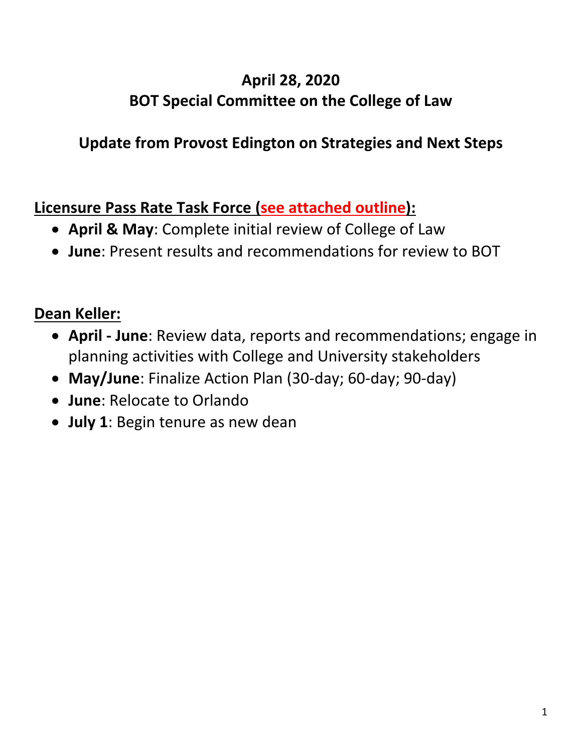# April 28, 2020
# BOT Special Committee on the College of Law

## Update from Provost Edington on Strategies and Next Steps

**Licensure Pass Rate Task Force (see attached outline):**

- **April & May**: Complete initial review of College of Law
- **June**: Present results and recommendations for review to BOT

**Dean Keller:**

- **April - June**: Review data, reports and recommendations; engage in planning activities with College and University stakeholders
- **May/June**: Finalize Action Plan (30-day; 60-day; 90-day)
- **June**: Relocate to Orlando
- **July 1**: Begin tenure as new dean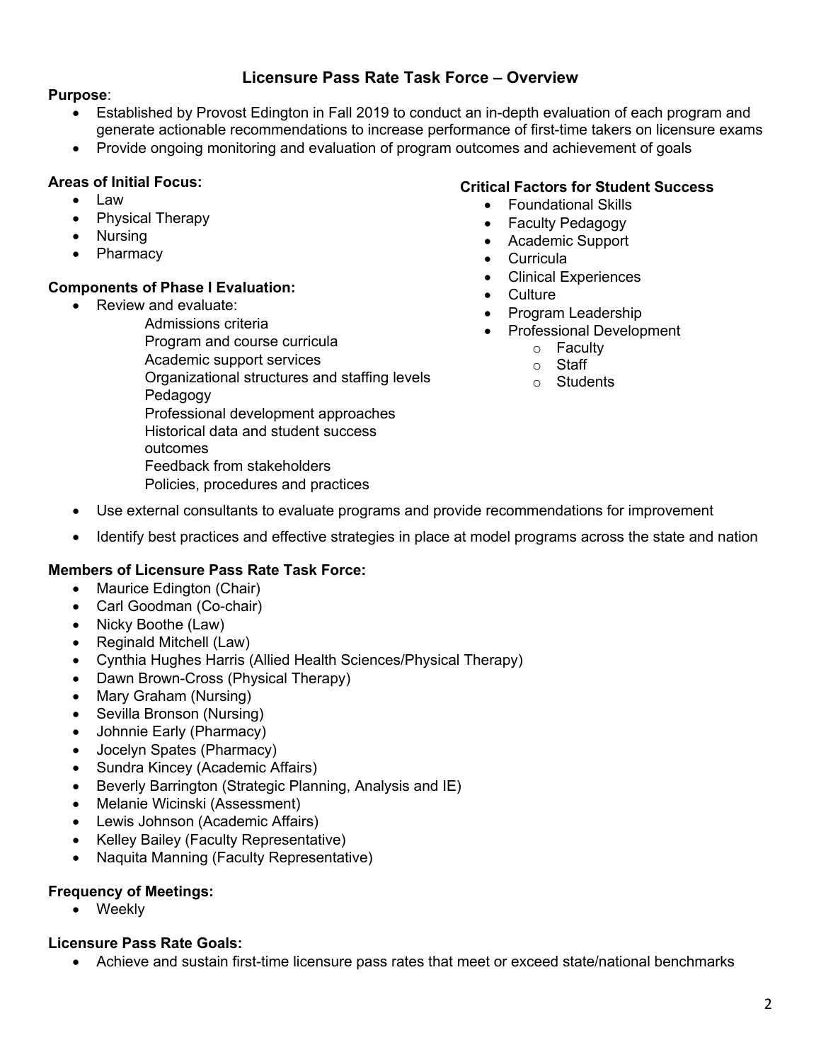## Licensure Pass Rate Task Force – Overview

**Purpose**:

- Established by Provost Edington in Fall 2019 to conduct an in-depth evaluation of each program and generate actionable recommendations to increase performance of first-time takers on licensure exams
- Provide ongoing monitoring and evaluation of program outcomes and achievement of goals

**Areas of Initial Focus:**

- Law
- Physical Therapy
- Nursing
- Pharmacy

**Components of Phase I Evaluation:**

- Review and evaluate:
  - Admissions criteria
  - Program and course curricula
  - Academic support services
  - Organizational structures and staffing levels
  - Pedagogy
  - Professional development approaches
  - Historical data and student success outcomes
  - Feedback from stakeholders
  - Policies, procedures and practices
- Use external consultants to evaluate programs and provide recommendations for improvement
- Identify best practices and effective strategies in place at model programs across the state and nation

**Critical Factors for Student Success**

- Foundational Skills
- Faculty Pedagogy
- Academic Support
- Curricula
- Clinical Experiences
- Culture
- Program Leadership
- Professional Development
  - Faculty
  - Staff
  - Students

**Members of Licensure Pass Rate Task Force:**

- Maurice Edington (Chair)
- Carl Goodman (Co-chair)
- Nicky Boothe (Law)
- Reginald Mitchell (Law)
- Cynthia Hughes Harris (Allied Health Sciences/Physical Therapy)
- Dawn Brown-Cross (Physical Therapy)
- Mary Graham (Nursing)
- Sevilla Bronson (Nursing)
- Johnnie Early (Pharmacy)
- Jocelyn Spates (Pharmacy)
- Sundra Kincey (Academic Affairs)
- Beverly Barrington (Strategic Planning, Analysis and IE)
- Melanie Wicinski (Assessment)
- Lewis Johnson (Academic Affairs)
- Kelley Bailey (Faculty Representative)
- Naquita Manning (Faculty Representative)

**Frequency of Meetings:**

- Weekly

**Licensure Pass Rate Goals:**

- Achieve and sustain first-time licensure pass rates that meet or exceed state/national benchmarks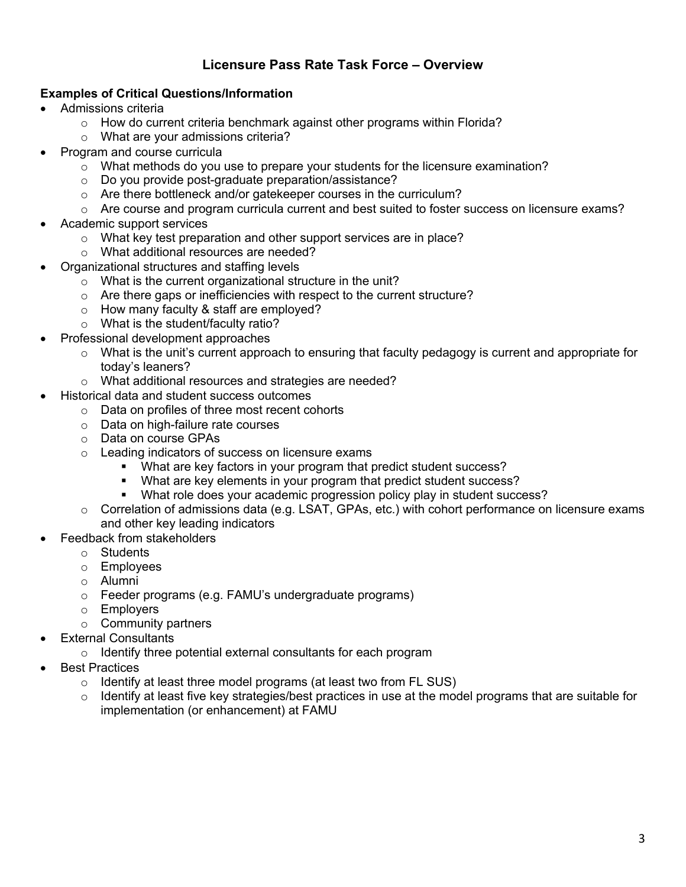## Licensure Pass Rate Task Force – Overview

**Examples of Critical Questions/Information**

- Admissions criteria
  - How do current criteria benchmark against other programs within Florida?
  - What are your admissions criteria?
- Program and course curricula
  - What methods do you use to prepare your students for the licensure examination?
  - Do you provide post-graduate preparation/assistance?
  - Are there bottleneck and/or gatekeeper courses in the curriculum?
  - Are course and program curricula current and best suited to foster success on licensure exams?
- Academic support services
  - What key test preparation and other support services are in place?
  - What additional resources are needed?
- Organizational structures and staffing levels
  - What is the current organizational structure in the unit?
  - Are there gaps or inefficiencies with respect to the current structure?
  - How many faculty & staff are employed?
  - What is the student/faculty ratio?
- Professional development approaches
  - What is the unit's current approach to ensuring that faculty pedagogy is current and appropriate for today's leaners?
  - What additional resources and strategies are needed?
- Historical data and student success outcomes
  - Data on profiles of three most recent cohorts
  - Data on high-failure rate courses
  - Data on course GPAs
  - Leading indicators of success on licensure exams
    - What are key factors in your program that predict student success?
    - What are key elements in your program that predict student success?
    - What role does your academic progression policy play in student success?
  - Correlation of admissions data (e.g. LSAT, GPAs, etc.) with cohort performance on licensure exams and other key leading indicators
- Feedback from stakeholders
  - Students
  - Employees
  - Alumni
  - Feeder programs (e.g. FAMU's undergraduate programs)
  - Employers
  - Community partners
- External Consultants
  - Identify three potential external consultants for each program
- Best Practices
  - Identify at least three model programs (at least two from FL SUS)
  - Identify at least five key strategies/best practices in use at the model programs that are suitable for implementation (or enhancement) at FAMU